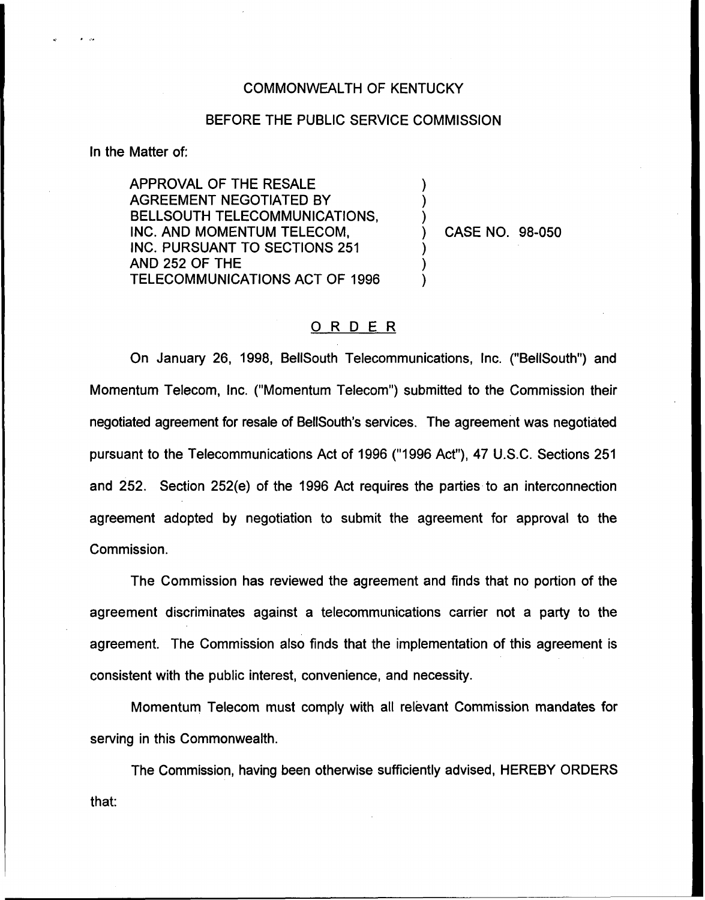COMMONWEALTH OF KENTUCKY

BEFORE THE PUBLIC SERVICE COMMISSION

In the Matter of:

| | | |
|---|---|---|
| APPROVAL OF THE RESALE AGREEMENT NEGOTIATED BY BELLSOUTH TELECOMMUNICATIONS, INC. AND MOMENTUM TELECOM, INC. PURSUANT TO SECTIONS 251 AND 252 OF THE TELECOMMUNICATIONS ACT OF 1996 | ) | CASE NO. 98-050 |

# ORDER

On January 26, 1998, BellSouth Telecommunications, Inc. ("BellSouth") and Momentum Telecom, Inc. ("Momentum Telecom") submitted to the Commission their negotiated agreement for resale of BellSouth's services. The agreement was negotiated pursuant to the Telecommunications Act of 1996 ("1996 Act"), 47 U.S.C. Sections 251 and 252. Section 252(e) of the 1996 Act requires the parties to an interconnection agreement adopted by negotiation to submit the agreement for approval to the Commission.

The Commission has reviewed the agreement and finds that no portion of the agreement discriminates against a telecommunications carrier not a party to the agreement. The Commission also finds that the implementation of this agreement is consistent with the public interest, convenience, and necessity.

Momentum Telecom must comply with all relevant Commission mandates for serving in this Commonwealth.

The Commission, having been otherwise sufficiently advised, HEREBY ORDERS that: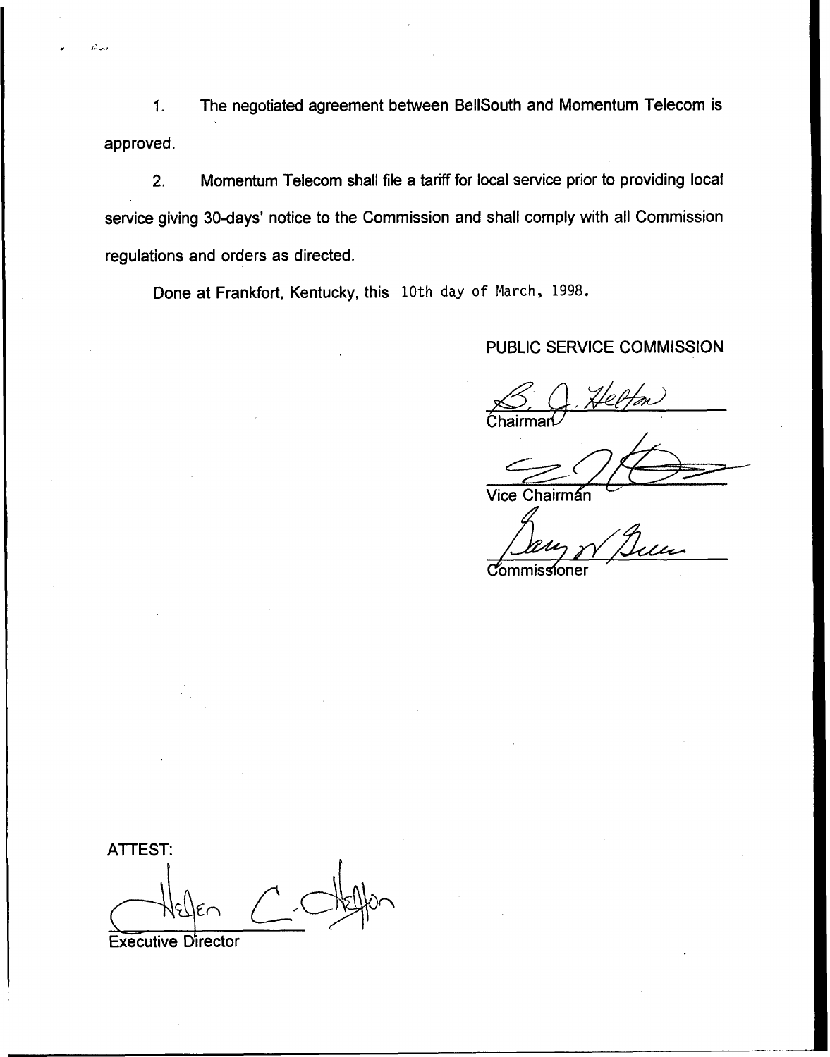1. The negotiated agreement between BellSouth and Momentum Telecom is approved.

2. Momentum Telecom shall file a tariff for local service prior to providing local service giving 30-days' notice to the Commission and shall comply with all Commission regulations and orders as directed.

Done at Frankfort, Kentucky, this 10th day of March, 1998.

PUBLIC SERVICE COMMISSION

Chairman

Vice Chairman

Commissioner

ATTEST:

Executive Director